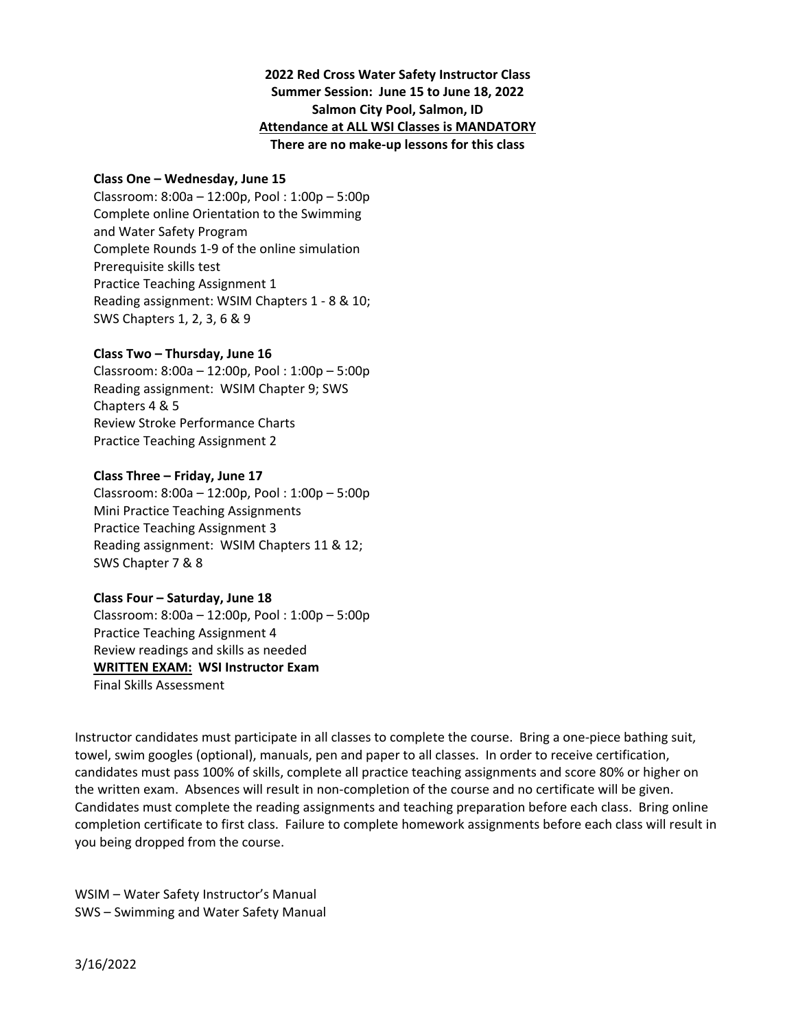**2022 Red Cross Water Safety Instructor Class**
**Summer Session: June 15 to June 18, 2022**
**Salmon City Pool, Salmon, ID**
**<u>Attendance at ALL WSI Classes is MANDATORY</u>**
**There are no make-up lessons for this class**

**Class One – Wednesday, June 15**
Classroom: 8:00a – 12:00p, Pool : 1:00p – 5:00p
Complete online Orientation to the Swimming and Water Safety Program
Complete Rounds 1-9 of the online simulation
Prerequisite skills test
Practice Teaching Assignment 1
Reading assignment: WSIM Chapters 1 - 8 & 10; SWS Chapters 1, 2, 3, 6 & 9

**Class Two – Thursday, June 16**
Classroom: 8:00a – 12:00p, Pool : 1:00p – 5:00p
Reading assignment: WSIM Chapter 9; SWS Chapters 4 & 5
Review Stroke Performance Charts
Practice Teaching Assignment 2

**Class Three – Friday, June 17**
Classroom: 8:00a – 12:00p, Pool : 1:00p – 5:00p
Mini Practice Teaching Assignments
Practice Teaching Assignment 3
Reading assignment: WSIM Chapters 11 & 12; SWS Chapter 7 & 8

**Class Four – Saturday, June 18**
Classroom: 8:00a – 12:00p, Pool : 1:00p – 5:00p
Practice Teaching Assignment 4
Review readings and skills as needed
**<u>WRITTEN EXAM:</u> WSI Instructor Exam**
Final Skills Assessment

Instructor candidates must participate in all classes to complete the course. Bring a one-piece bathing suit, towel, swim googles (optional), manuals, pen and paper to all classes. In order to receive certification, candidates must pass 100% of skills, complete all practice teaching assignments and score 80% or higher on the written exam. Absences will result in non-completion of the course and no certificate will be given. Candidates must complete the reading assignments and teaching preparation before each class. Bring online completion certificate to first class. Failure to complete homework assignments before each class will result in you being dropped from the course.

WSIM – Water Safety Instructor's Manual
SWS – Swimming and Water Safety Manual

3/16/2022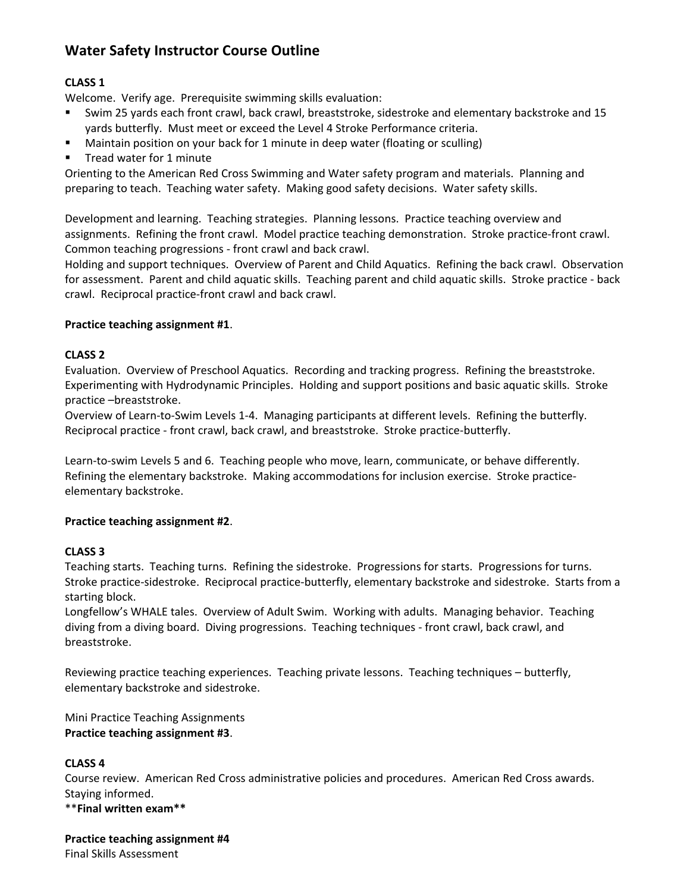# Water Safety Instructor Course Outline

**CLASS 1**

Welcome. Verify age. Prerequisite swimming skills evaluation:

- Swim 25 yards each front crawl, back crawl, breaststroke, sidestroke and elementary backstroke and 15 yards butterfly. Must meet or exceed the Level 4 Stroke Performance criteria.
- Maintain position on your back for 1 minute in deep water (floating or sculling)
- Tread water for 1 minute

Orienting to the American Red Cross Swimming and Water safety program and materials. Planning and preparing to teach. Teaching water safety. Making good safety decisions. Water safety skills.

Development and learning. Teaching strategies. Planning lessons. Practice teaching overview and assignments. Refining the front crawl. Model practice teaching demonstration. Stroke practice-front crawl. Common teaching progressions - front crawl and back crawl.
Holding and support techniques. Overview of Parent and Child Aquatics. Refining the back crawl. Observation for assessment. Parent and child aquatic skills. Teaching parent and child aquatic skills. Stroke practice - back crawl. Reciprocal practice-front crawl and back crawl.

**Practice teaching assignment #1**.

**CLASS 2**

Evaluation. Overview of Preschool Aquatics. Recording and tracking progress. Refining the breaststroke. Experimenting with Hydrodynamic Principles. Holding and support positions and basic aquatic skills. Stroke practice –breaststroke.
Overview of Learn-to-Swim Levels 1-4. Managing participants at different levels. Refining the butterfly. Reciprocal practice - front crawl, back crawl, and breaststroke. Stroke practice-butterfly.

Learn-to-swim Levels 5 and 6. Teaching people who move, learn, communicate, or behave differently. Refining the elementary backstroke. Making accommodations for inclusion exercise. Stroke practice-elementary backstroke.

**Practice teaching assignment #2**.

**CLASS 3**

Teaching starts. Teaching turns. Refining the sidestroke. Progressions for starts. Progressions for turns. Stroke practice-sidestroke. Reciprocal practice-butterfly, elementary backstroke and sidestroke. Starts from a starting block.
Longfellow's WHALE tales. Overview of Adult Swim. Working with adults. Managing behavior. Teaching diving from a diving board. Diving progressions. Teaching techniques - front crawl, back crawl, and breaststroke.

Reviewing practice teaching experiences. Teaching private lessons. Teaching techniques – butterfly, elementary backstroke and sidestroke.

Mini Practice Teaching Assignments
**Practice teaching assignment #3**.

**CLASS 4**

Course review. American Red Cross administrative policies and procedures. American Red Cross awards. Staying informed.
****Final written exam****

**Practice teaching assignment #4**
Final Skills Assessment